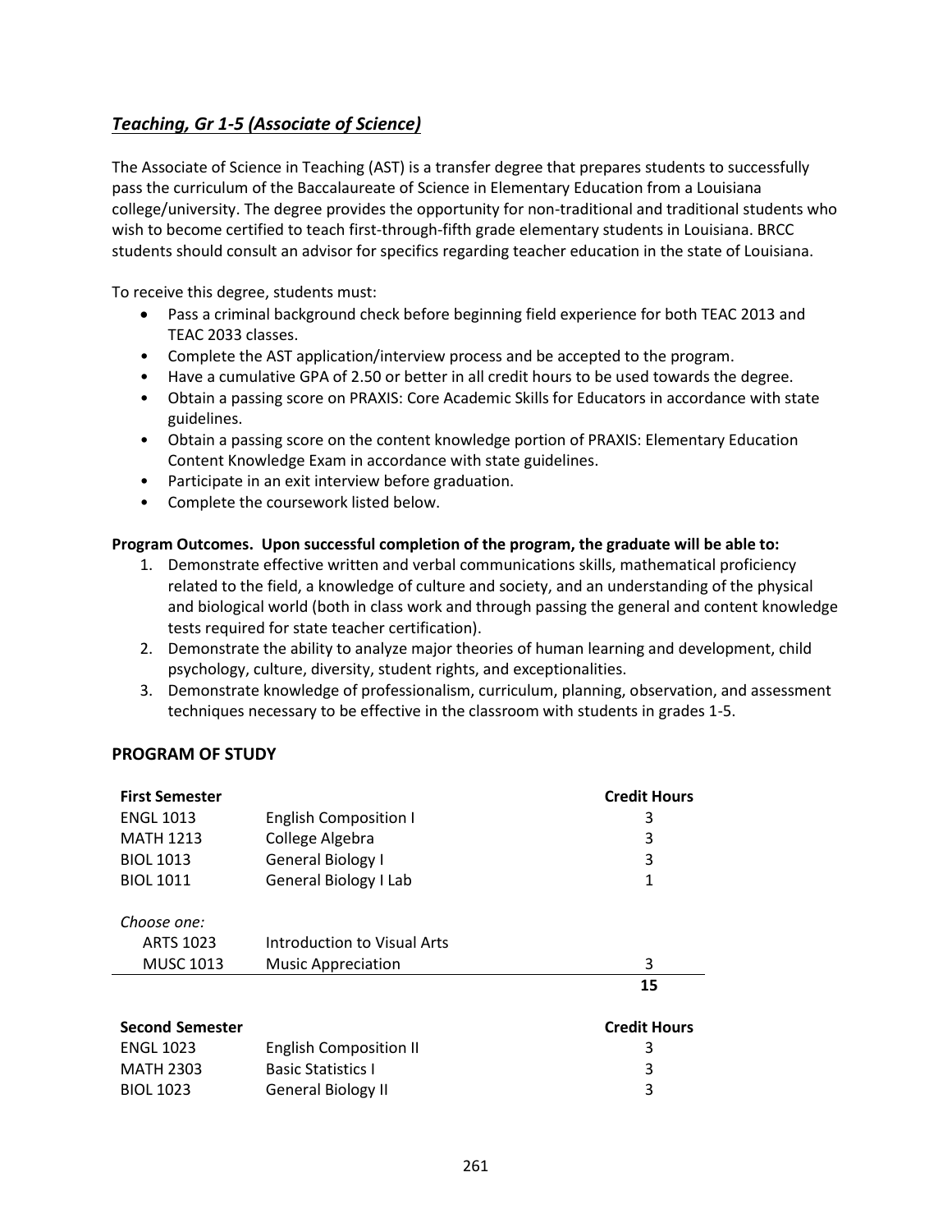## *Teaching, Gr 1-5 (Associate of Science)*

The Associate of Science in Teaching (AST) is a transfer degree that prepares students to successfully pass the curriculum of the Baccalaureate of Science in Elementary Education from a Louisiana college/university. The degree provides the opportunity for non-traditional and traditional students who wish to become certified to teach first-through-fifth grade elementary students in Louisiana. BRCC students should consult an advisor for specifics regarding teacher education in the state of Louisiana.

To receive this degree, students must:

- Pass a criminal background check before beginning field experience for both TEAC 2013 and TEAC 2033 classes.
- Complete the AST application/interview process and be accepted to the program.
- Have a cumulative GPA of 2.50 or better in all credit hours to be used towards the degree.
- Obtain a passing score on PRAXIS: Core Academic Skills for Educators in accordance with state guidelines.
- Obtain a passing score on the content knowledge portion of PRAXIS: Elementary Education Content Knowledge Exam in accordance with state guidelines.
- Participate in an exit interview before graduation.
- Complete the coursework listed below.

**Program Outcomes. Upon successful completion of the program, the graduate will be able to:**

1. Demonstrate effective written and verbal communications skills, mathematical proficiency related to the field, a knowledge of culture and society, and an understanding of the physical and biological world (both in class work and through passing the general and content knowledge tests required for state teacher certification).
2. Demonstrate the ability to analyze major theories of human learning and development, child psychology, culture, diversity, student rights, and exceptionalities.
3. Demonstrate knowledge of professionalism, curriculum, planning, observation, and assessment techniques necessary to be effective in the classroom with students in grades 1-5.

### PROGRAM OF STUDY

| **First Semester** | | **Credit Hours** |
|---|---|---|
| ENGL 1013 | English Composition I | 3 |
| MATH 1213 | College Algebra | 3 |
| BIOL 1013 | General Biology I | 3 |
| BIOL 1011 | General Biology I Lab | 1 |
| *Choose one:* | | |
| ARTS 1023 | Introduction to Visual Arts | |
| MUSC 1013 | Music Appreciation | 3 |
| | | **15** |

| **Second Semester** | | **Credit Hours** |
|---|---|---|
| ENGL 1023 | English Composition II | 3 |
| MATH 2303 | Basic Statistics I | 3 |
| BIOL 1023 | General Biology II | 3 |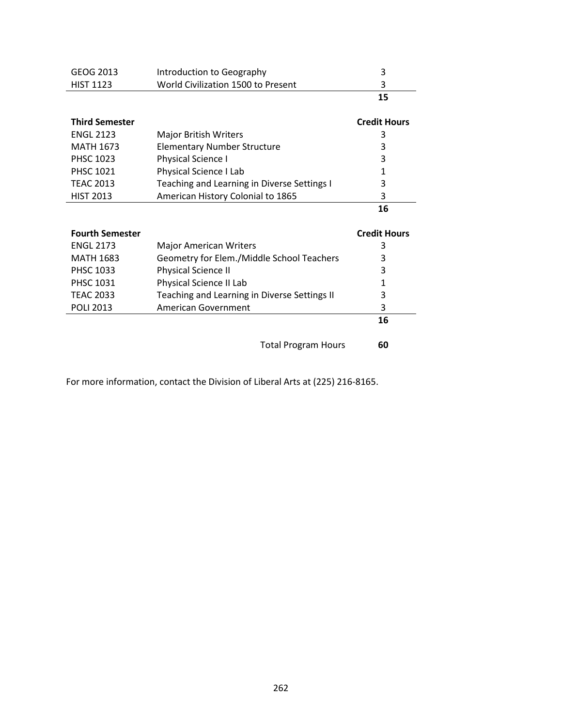| | | |
|---|---|---|
| GEOG 2013 | Introduction to Geography | 3 |
| HIST 1123 | World Civilization 1500 to Present | 3 |
| | | **15** |

| **Third Semester** | | **Credit Hours** |
|---|---|---|
| ENGL 2123 | Major British Writers | 3 |
| MATH 1673 | Elementary Number Structure | 3 |
| PHSC 1023 | Physical Science I | 3 |
| PHSC 1021 | Physical Science I Lab | 1 |
| TEAC 2013 | Teaching and Learning in Diverse Settings I | 3 |
| HIST 2013 | American History Colonial to 1865 | 3 |
| | | **16** |

| **Fourth Semester** | | **Credit Hours** |
|---|---|---|
| ENGL 2173 | Major American Writers | 3 |
| MATH 1683 | Geometry for Elem./Middle School Teachers | 3 |
| PHSC 1033 | Physical Science II | 3 |
| PHSC 1031 | Physical Science II Lab | 1 |
| TEAC 2033 | Teaching and Learning in Diverse Settings II | 3 |
| POLI 2013 | American Government | 3 |
| | | **16** |
| | Total Program Hours | **60** |

For more information, contact the Division of Liberal Arts at (225) 216-8165.